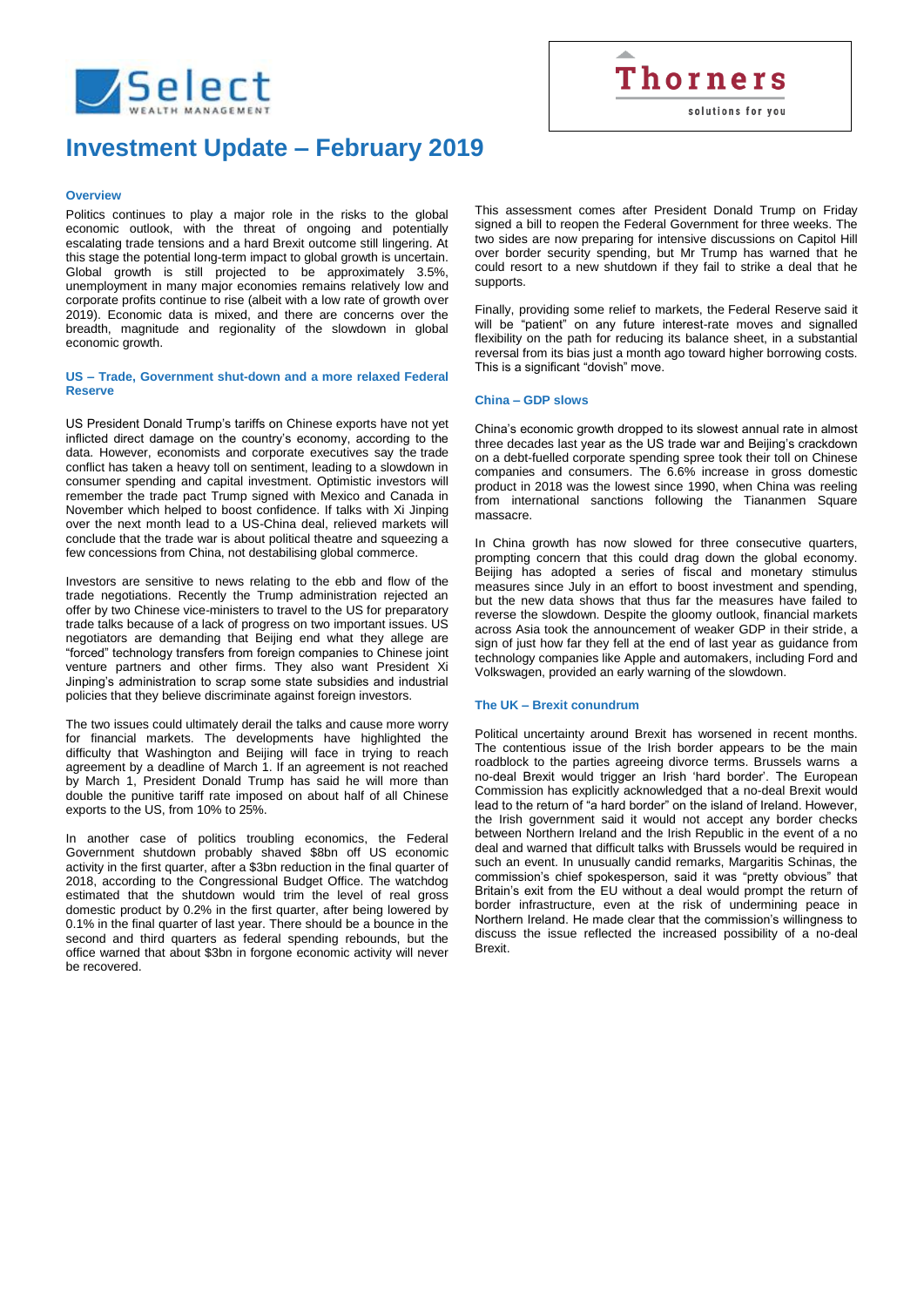# Investment Update – February 2019

### Overview

Politics continues to play a major role in the risks to the global economic outlook, with the threat of ongoing and potentially escalating trade tensions and a hard Brexit outcome still lingering. At this stage the potential long-term impact to global growth is uncertain. Global growth is still projected to be approximately 3.5%, unemployment in many major economies remains relatively low and corporate profits continue to rise (albeit with a low rate of growth over 2019). Economic data is mixed, and there are concerns over the breadth, magnitude and regionality of the slowdown in global economic growth.

### US – Trade, Government shut-down and a more relaxed Federal Reserve

US President Donald Trump's tariffs on Chinese exports have not yet inflicted direct damage on the country's economy, according to the data. However, economists and corporate executives say the trade conflict has taken a heavy toll on sentiment, leading to a slowdown in consumer spending and capital investment. Optimistic investors will remember the trade pact Trump signed with Mexico and Canada in November which helped to boost confidence. If talks with Xi Jinping over the next month lead to a US-China deal, relieved markets will conclude that the trade war is about political theatre and squeezing a few concessions from China, not destabilising global commerce.

Investors are sensitive to news relating to the ebb and flow of the trade negotiations. Recently the Trump administration rejected an offer by two Chinese vice-ministers to travel to the US for preparatory trade talks because of a lack of progress on two important issues. US negotiators are demanding that Beijing end what they allege are "forced" technology transfers from foreign companies to Chinese joint venture partners and other firms. They also want President Xi Jinping's administration to scrap some state subsidies and industrial policies that they believe discriminate against foreign investors.

The two issues could ultimately derail the talks and cause more worry for financial markets. The developments have highlighted the difficulty that Washington and Beijing will face in trying to reach agreement by a deadline of March 1. If an agreement is not reached by March 1, President Donald Trump has said he will more than double the punitive tariff rate imposed on about half of all Chinese exports to the US, from 10% to 25%.

In another case of politics troubling economics, the Federal Government shutdown probably shaved $8bn off US economic activity in the first quarter, after a $3bn reduction in the final quarter of 2018, according to the Congressional Budget Office. The watchdog estimated that the shutdown would trim the level of real gross domestic product by 0.2% in the first quarter, after being lowered by 0.1% in the final quarter of last year. There should be a bounce in the second and third quarters as federal spending rebounds, but the office warned that about $3bn in forgone economic activity will never be recovered.

This assessment comes after President Donald Trump on Friday signed a bill to reopen the Federal Government for three weeks. The two sides are now preparing for intensive discussions on Capitol Hill over border security spending, but Mr Trump has warned that he could resort to a new shutdown if they fail to strike a deal that he supports.

Finally, providing some relief to markets, the Federal Reserve said it will be "patient" on any future interest-rate moves and signalled flexibility on the path for reducing its balance sheet, in a substantial reversal from its bias just a month ago toward higher borrowing costs. This is a significant "dovish" move.

### China – GDP slows

China's economic growth dropped to its slowest annual rate in almost three decades last year as the US trade war and Beijing's crackdown on a debt-fuelled corporate spending spree took their toll on Chinese companies and consumers. The 6.6% increase in gross domestic product in 2018 was the lowest since 1990, when China was reeling from international sanctions following the Tiananmen Square massacre.

In China growth has now slowed for three consecutive quarters, prompting concern that this could drag down the global economy. Beijing has adopted a series of fiscal and monetary stimulus measures since July in an effort to boost investment and spending, but the new data shows that thus far the measures have failed to reverse the slowdown. Despite the gloomy outlook, financial markets across Asia took the announcement of weaker GDP in their stride, a sign of just how far they fell at the end of last year as guidance from technology companies like Apple and automakers, including Ford and Volkswagen, provided an early warning of the slowdown.

### The UK – Brexit conundrum

Political uncertainty around Brexit has worsened in recent months. The contentious issue of the Irish border appears to be the main roadblock to the parties agreeing divorce terms. Brussels warns a no-deal Brexit would trigger an Irish 'hard border'. The European Commission has explicitly acknowledged that a no-deal Brexit would lead to the return of "a hard border" on the island of Ireland. However, the Irish government said it would not accept any border checks between Northern Ireland and the Irish Republic in the event of a no deal and warned that difficult talks with Brussels would be required in such an event. In unusually candid remarks, Margaritis Schinas, the commission's chief spokesperson, said it was "pretty obvious" that Britain's exit from the EU without a deal would prompt the return of border infrastructure, even at the risk of undermining peace in Northern Ireland. He made clear that the commission's willingness to discuss the issue reflected the increased possibility of a no-deal Brexit.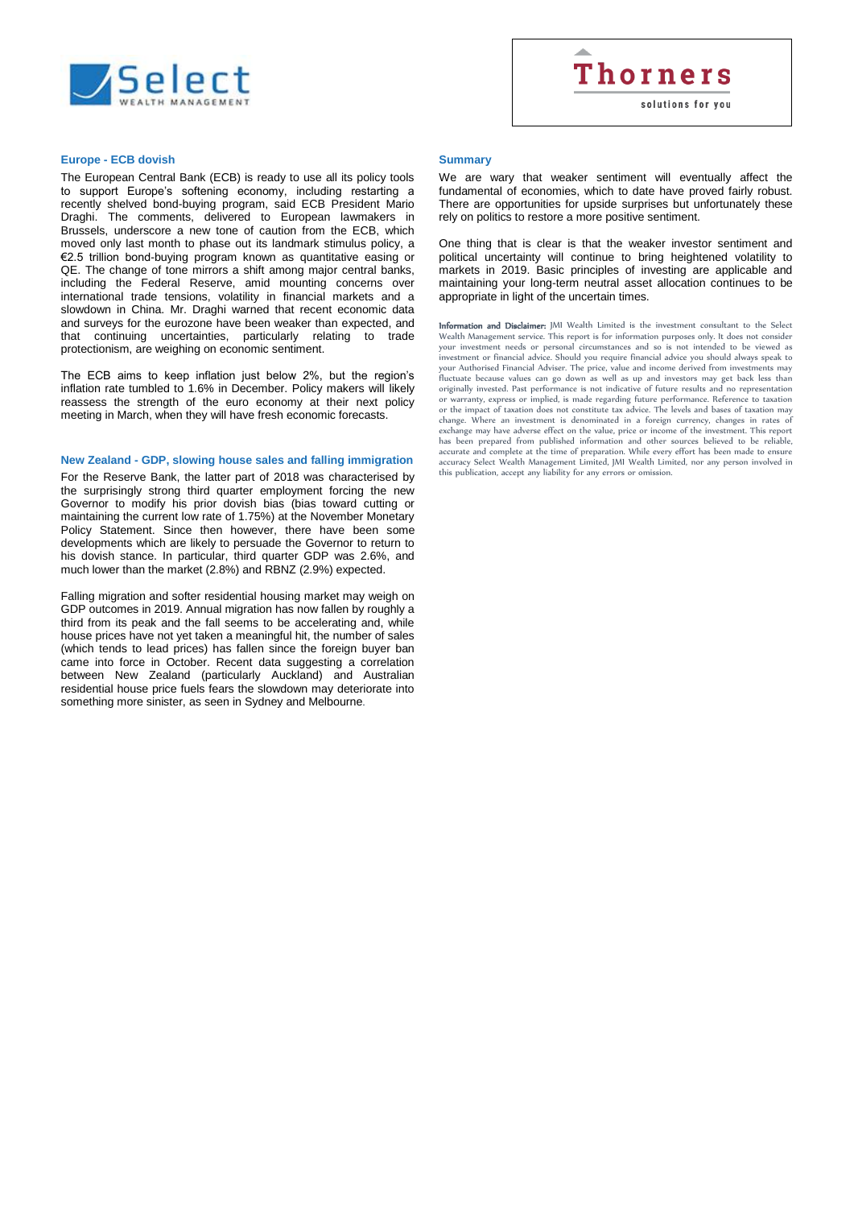## Europe - ECB dovish

The European Central Bank (ECB) is ready to use all its policy tools to support Europe's softening economy, including restarting a recently shelved bond-buying program, said ECB President Mario Draghi. The comments, delivered to European lawmakers in Brussels, underscore a new tone of caution from the ECB, which moved only last month to phase out its landmark stimulus policy, a €2.5 trillion bond-buying program known as quantitative easing or QE. The change of tone mirrors a shift among major central banks, including the Federal Reserve, amid mounting concerns over international trade tensions, volatility in financial markets and a slowdown in China. Mr. Draghi warned that recent economic data and surveys for the eurozone have been weaker than expected, and that continuing uncertainties, particularly relating to trade protectionism, are weighing on economic sentiment.

The ECB aims to keep inflation just below 2%, but the region's inflation rate tumbled to 1.6% in December. Policy makers will likely reassess the strength of the euro economy at their next policy meeting in March, when they will have fresh economic forecasts.

## New Zealand - GDP, slowing house sales and falling immigration

For the Reserve Bank, the latter part of 2018 was characterised by the surprisingly strong third quarter employment forcing the new Governor to modify his prior dovish bias (bias toward cutting or maintaining the current low rate of 1.75%) at the November Monetary Policy Statement. Since then however, there have been some developments which are likely to persuade the Governor to return to his dovish stance. In particular, third quarter GDP was 2.6%, and much lower than the market (2.8%) and RBNZ (2.9%) expected.

Falling migration and softer residential housing market may weigh on GDP outcomes in 2019. Annual migration has now fallen by roughly a third from its peak and the fall seems to be accelerating and, while house prices have not yet taken a meaningful hit, the number of sales (which tends to lead prices) has fallen since the foreign buyer ban came into force in October. Recent data suggesting a correlation between New Zealand (particularly Auckland) and Australian residential house price fuels fears the slowdown may deteriorate into something more sinister, as seen in Sydney and Melbourne.

## Summary

We are wary that weaker sentiment will eventually affect the fundamental of economies, which to date have proved fairly robust. There are opportunities for upside surprises but unfortunately these rely on politics to restore a more positive sentiment.

One thing that is clear is that the weaker investor sentiment and political uncertainty will continue to bring heightened volatility to markets in 2019. Basic principles of investing are applicable and maintaining your long-term neutral asset allocation continues to be appropriate in light of the uncertain times.

**Information and Disclaimer:** JMI Wealth Limited is the investment consultant to the Select Wealth Management service. This report is for information purposes only. It does not consider your investment needs or personal circumstances and so is not intended to be viewed as investment or financial advice. Should you require financial advice you should always speak to your Authorised Financial Adviser. The price, value and income derived from investments may fluctuate because values can go down as well as up and investors may get back less than originally invested. Past performance is not indicative of future results and no representation or warranty, express or implied, is made regarding future performance. Reference to taxation or the impact of taxation does not constitute tax advice. The levels and bases of taxation may change. Where an investment is denominated in a foreign currency, changes in rates of exchange may have adverse effect on the value, price or income of the investment. This report has been prepared from published information and other sources believed to be reliable, accurate and complete at the time of preparation. While every effort has been made to ensure accuracy Select Wealth Management Limited, JMI Wealth Limited, nor any person involved in this publication, accept any liability for any errors or omission.